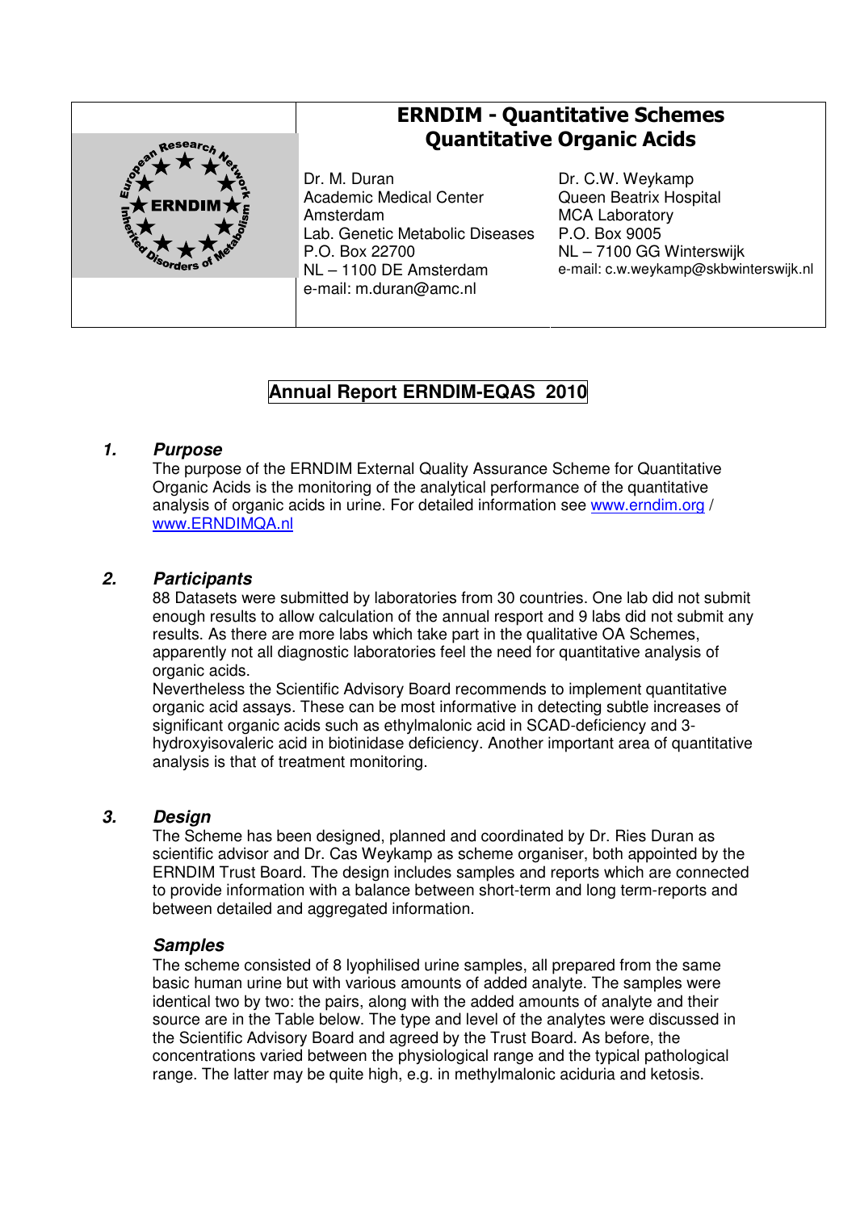# ERNDIM - Quantitative Schemes
# Quantitative Organic Acids

Dr. M. Duran
Academic Medical Center
Amsterdam
Lab. Genetic Metabolic Diseases
P.O. Box 22700
NL – 1100 DE Amsterdam
e-mail: m.duran@amc.nl

Dr. C.W. Weykamp
Queen Beatrix Hospital
MCA Laboratory
P.O. Box 9005
NL – 7100 GG Winterswijk
e-mail: c.w.weykamp@skbwinterswijk.nl

## Annual Report ERNDIM-EQAS 2010

### 1. *Purpose*

The purpose of the ERNDIM External Quality Assurance Scheme for Quantitative Organic Acids is the monitoring of the analytical performance of the quantitative analysis of organic acids in urine. For detailed information see www.erndim.org / www.ERNDIMQA.nl

### 2. *Participants*

88 Datasets were submitted by laboratories from 30 countries. One lab did not submit enough results to allow calculation of the annual resport and 9 labs did not submit any results. As there are more labs which take part in the qualitative OA Schemes, apparently not all diagnostic laboratories feel the need for quantitative analysis of organic acids.

Nevertheless the Scientific Advisory Board recommends to implement quantitative organic acid assays. These can be most informative in detecting subtle increases of significant organic acids such as ethylmalonic acid in SCAD-deficiency and 3-hydroxyisovaleric acid in biotinidase deficiency. Another important area of quantitative analysis is that of treatment monitoring.

### 3. *Design*

The Scheme has been designed, planned and coordinated by Dr. Ries Duran as scientific advisor and Dr. Cas Weykamp as scheme organiser, both appointed by the ERNDIM Trust Board. The design includes samples and reports which are connected to provide information with a balance between short-term and long term-reports and between detailed and aggregated information.

#### *Samples*

The scheme consisted of 8 lyophilised urine samples, all prepared from the same basic human urine but with various amounts of added analyte. The samples were identical two by two: the pairs, along with the added amounts of analyte and their source are in the Table below. The type and level of the analytes were discussed in the Scientific Advisory Board and agreed by the Trust Board. As before, the concentrations varied between the physiological range and the typical pathological range. The latter may be quite high, e.g. in methylmalonic aciduria and ketosis.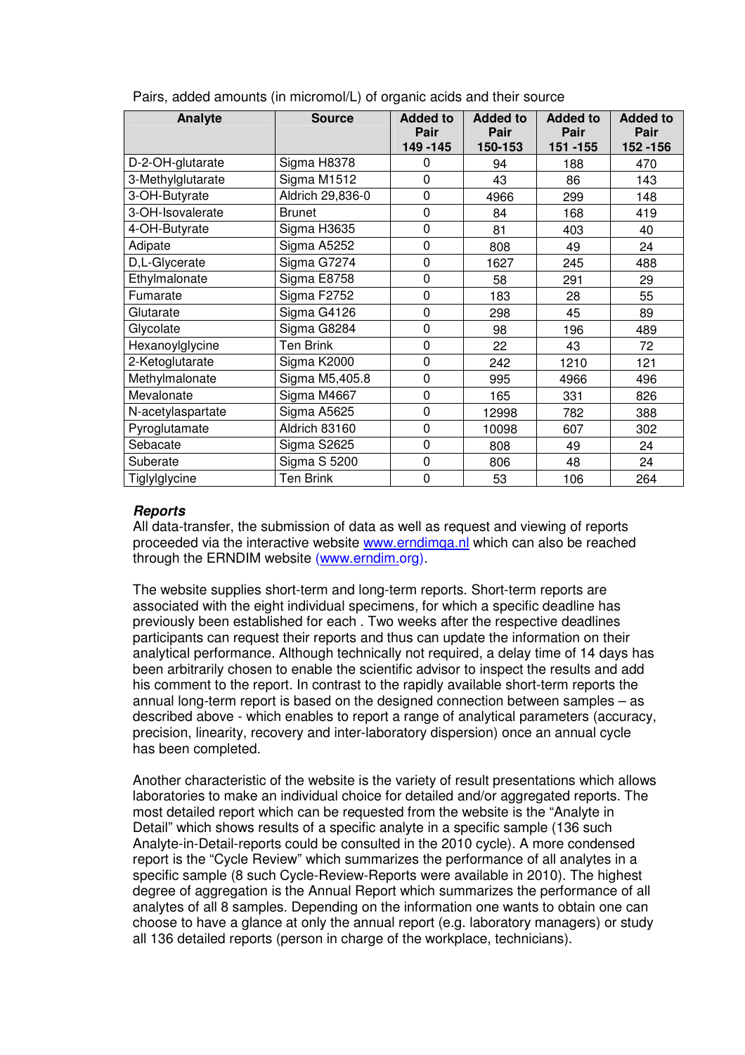Pairs, added amounts (in micromol/L) of organic acids and their source

| Analyte | Source | Added to Pair 149 -145 | Added to Pair 150-153 | Added to Pair 151 -155 | Added to Pair 152 -156 |
|---|---|---|---|---|---|
| D-2-OH-glutarate | Sigma H8378 | 0 | 94 | 188 | 470 |
| 3-Methylglutarate | Sigma M1512 | 0 | 43 | 86 | 143 |
| 3-OH-Butyrate | Aldrich 29,836-0 | 0 | 4966 | 299 | 148 |
| 3-OH-Isovalerate | Brunet | 0 | 84 | 168 | 419 |
| 4-OH-Butyrate | Sigma H3635 | 0 | 81 | 403 | 40 |
| Adipate | Sigma A5252 | 0 | 808 | 49 | 24 |
| D,L-Glycerate | Sigma G7274 | 0 | 1627 | 245 | 488 |
| Ethylmalonate | Sigma E8758 | 0 | 58 | 291 | 29 |
| Fumarate | Sigma F2752 | 0 | 183 | 28 | 55 |
| Glutarate | Sigma G4126 | 0 | 298 | 45 | 89 |
| Glycolate | Sigma G8284 | 0 | 98 | 196 | 489 |
| Hexanoylglycine | Ten Brink | 0 | 22 | 43 | 72 |
| 2-Ketoglutarate | Sigma K2000 | 0 | 242 | 1210 | 121 |
| Methylmalonate | Sigma M5,405.8 | 0 | 995 | 4966 | 496 |
| Mevalonate | Sigma M4667 | 0 | 165 | 331 | 826 |
| N-acetylaspartate | Sigma A5625 | 0 | 12998 | 782 | 388 |
| Pyroglutamate | Aldrich 83160 | 0 | 10098 | 607 | 302 |
| Sebacate | Sigma S2625 | 0 | 808 | 49 | 24 |
| Suberate | Sigma S 5200 | 0 | 806 | 48 | 24 |
| Tiglylglycine | Ten Brink | 0 | 53 | 106 | 264 |

### *Reports*

All data-transfer, the submission of data as well as request and viewing of reports proceeded via the interactive website www.erndimqa.nl which can also be reached through the ERNDIM website (www.erndim.org).

The website supplies short-term and long-term reports. Short-term reports are associated with the eight individual specimens, for which a specific deadline has previously been established for each . Two weeks after the respective deadlines participants can request their reports and thus can update the information on their analytical performance. Although technically not required, a delay time of 14 days has been arbitrarily chosen to enable the scientific advisor to inspect the results and add his comment to the report. In contrast to the rapidly available short-term reports the annual long-term report is based on the designed connection between samples – as described above - which enables to report a range of analytical parameters (accuracy, precision, linearity, recovery and inter-laboratory dispersion) once an annual cycle has been completed.

Another characteristic of the website is the variety of result presentations which allows laboratories to make an individual choice for detailed and/or aggregated reports. The most detailed report which can be requested from the website is the "Analyte in Detail" which shows results of a specific analyte in a specific sample (136 such Analyte-in-Detail-reports could be consulted in the 2010 cycle). A more condensed report is the "Cycle Review" which summarizes the performance of all analytes in a specific sample (8 such Cycle-Review-Reports were available in 2010). The highest degree of aggregation is the Annual Report which summarizes the performance of all analytes of all 8 samples. Depending on the information one wants to obtain one can choose to have a glance at only the annual report (e.g. laboratory managers) or study all 136 detailed reports (person in charge of the workplace, technicians).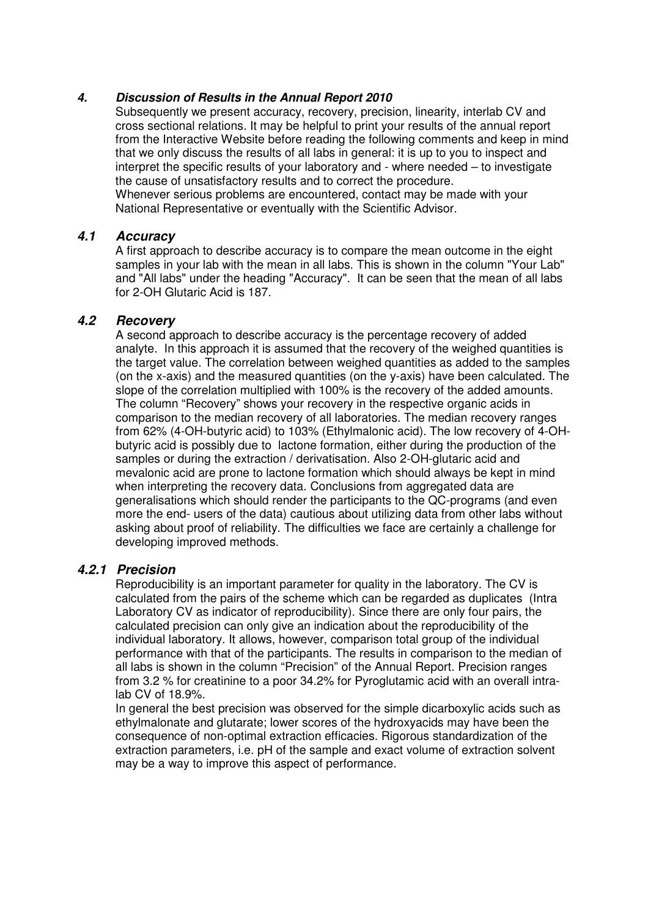## *4. Discussion of Results in the Annual Report 2010*

Subsequently we present accuracy, recovery, precision, linearity, interlab CV and cross sectional relations. It may be helpful to print your results of the annual report from the Interactive Website before reading the following comments and keep in mind that we only discuss the results of all labs in general: it is up to you to inspect and interpret the specific results of your laboratory and - where needed – to investigate the cause of unsatisfactory results and to correct the procedure.
Whenever serious problems are encountered, contact may be made with your National Representative or eventually with the Scientific Advisor.

### *4.1 Accuracy*

A first approach to describe accuracy is to compare the mean outcome in the eight samples in your lab with the mean in all labs. This is shown in the column "Your Lab" and "All labs" under the heading "Accuracy". It can be seen that the mean of all labs for 2-OH Glutaric Acid is 187.

### *4.2 Recovery*

A second approach to describe accuracy is the percentage recovery of added analyte. In this approach it is assumed that the recovery of the weighed quantities is the target value. The correlation between weighed quantities as added to the samples (on the x-axis) and the measured quantities (on the y-axis) have been calculated. The slope of the correlation multiplied with 100% is the recovery of the added amounts. The column "Recovery" shows your recovery in the respective organic acids in comparison to the median recovery of all laboratories. The median recovery ranges from 62% (4-OH-butyric acid) to 103% (Ethylmalonic acid). The low recovery of 4-OH-butyric acid is possibly due to lactone formation, either during the production of the samples or during the extraction / derivatisation. Also 2-OH-glutaric acid and mevalonic acid are prone to lactone formation which should always be kept in mind when interpreting the recovery data. Conclusions from aggregated data are generalisations which should render the participants to the QC-programs (and even more the end- users of the data) cautious about utilizing data from other labs without asking about proof of reliability. The difficulties we face are certainly a challenge for developing improved methods.

#### *4.2.1 Precision*

Reproducibility is an important parameter for quality in the laboratory. The CV is calculated from the pairs of the scheme which can be regarded as duplicates (Intra Laboratory CV as indicator of reproducibility). Since there are only four pairs, the calculated precision can only give an indication about the reproducibility of the individual laboratory. It allows, however, comparison total group of the individual performance with that of the participants. The results in comparison to the median of all labs is shown in the column "Precision" of the Annual Report. Precision ranges from 3.2 % for creatinine to a poor 34.2% for Pyroglutamic acid with an overall intra-lab CV of 18.9%.

In general the best precision was observed for the simple dicarboxylic acids such as ethylmalonate and glutarate; lower scores of the hydroxyacids may have been the consequence of non-optimal extraction efficacies. Rigorous standardization of the extraction parameters, i.e. pH of the sample and exact volume of extraction solvent may be a way to improve this aspect of performance.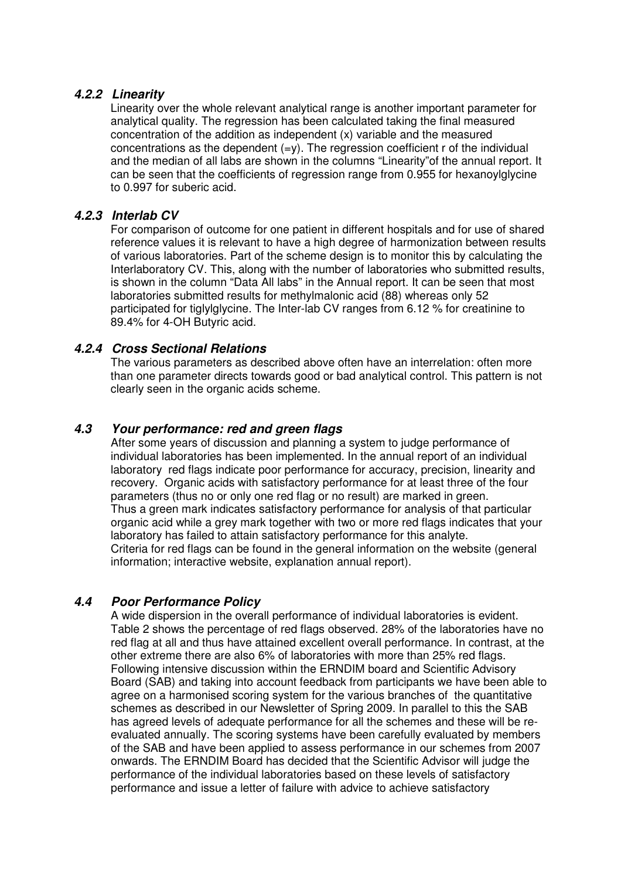#### *4.2.2 Linearity*

Linearity over the whole relevant analytical range is another important parameter for analytical quality. The regression has been calculated taking the final measured concentration of the addition as independent (x) variable and the measured concentrations as the dependent (=y). The regression coefficient r of the individual and the median of all labs are shown in the columns "Linearity"of the annual report. It can be seen that the coefficients of regression range from 0.955 for hexanoylglycine to 0.997 for suberic acid.

#### *4.2.3 Interlab CV*

For comparison of outcome for one patient in different hospitals and for use of shared reference values it is relevant to have a high degree of harmonization between results of various laboratories. Part of the scheme design is to monitor this by calculating the Interlaboratory CV. This, along with the number of laboratories who submitted results, is shown in the column "Data All labs" in the Annual report. It can be seen that most laboratories submitted results for methylmalonic acid (88) whereas only 52 participated for tiglylglycine. The Inter-lab CV ranges from 6.12 % for creatinine to 89.4% for 4-OH Butyric acid.

#### *4.2.4 Cross Sectional Relations*

The various parameters as described above often have an interrelation: often more than one parameter directs towards good or bad analytical control. This pattern is not clearly seen in the organic acids scheme.

### *4.3 Your performance: red and green flags*

After some years of discussion and planning a system to judge performance of individual laboratories has been implemented. In the annual report of an individual laboratory red flags indicate poor performance for accuracy, precision, linearity and recovery. Organic acids with satisfactory performance for at least three of the four parameters (thus no or only one red flag or no result) are marked in green.
Thus a green mark indicates satisfactory performance for analysis of that particular organic acid while a grey mark together with two or more red flags indicates that your laboratory has failed to attain satisfactory performance for this analyte.
Criteria for red flags can be found in the general information on the website (general information; interactive website, explanation annual report).

### *4.4 Poor Performance Policy*

A wide dispersion in the overall performance of individual laboratories is evident. Table 2 shows the percentage of red flags observed. 28% of the laboratories have no red flag at all and thus have attained excellent overall performance. In contrast, at the other extreme there are also 6% of laboratories with more than 25% red flags. Following intensive discussion within the ERNDIM board and Scientific Advisory Board (SAB) and taking into account feedback from participants we have been able to agree on a harmonised scoring system for the various branches of the quantitative schemes as described in our Newsletter of Spring 2009. In parallel to this the SAB has agreed levels of adequate performance for all the schemes and these will be re-evaluated annually. The scoring systems have been carefully evaluated by members of the SAB and have been applied to assess performance in our schemes from 2007 onwards. The ERNDIM Board has decided that the Scientific Advisor will judge the performance of the individual laboratories based on these levels of satisfactory performance and issue a letter of failure with advice to achieve satisfactory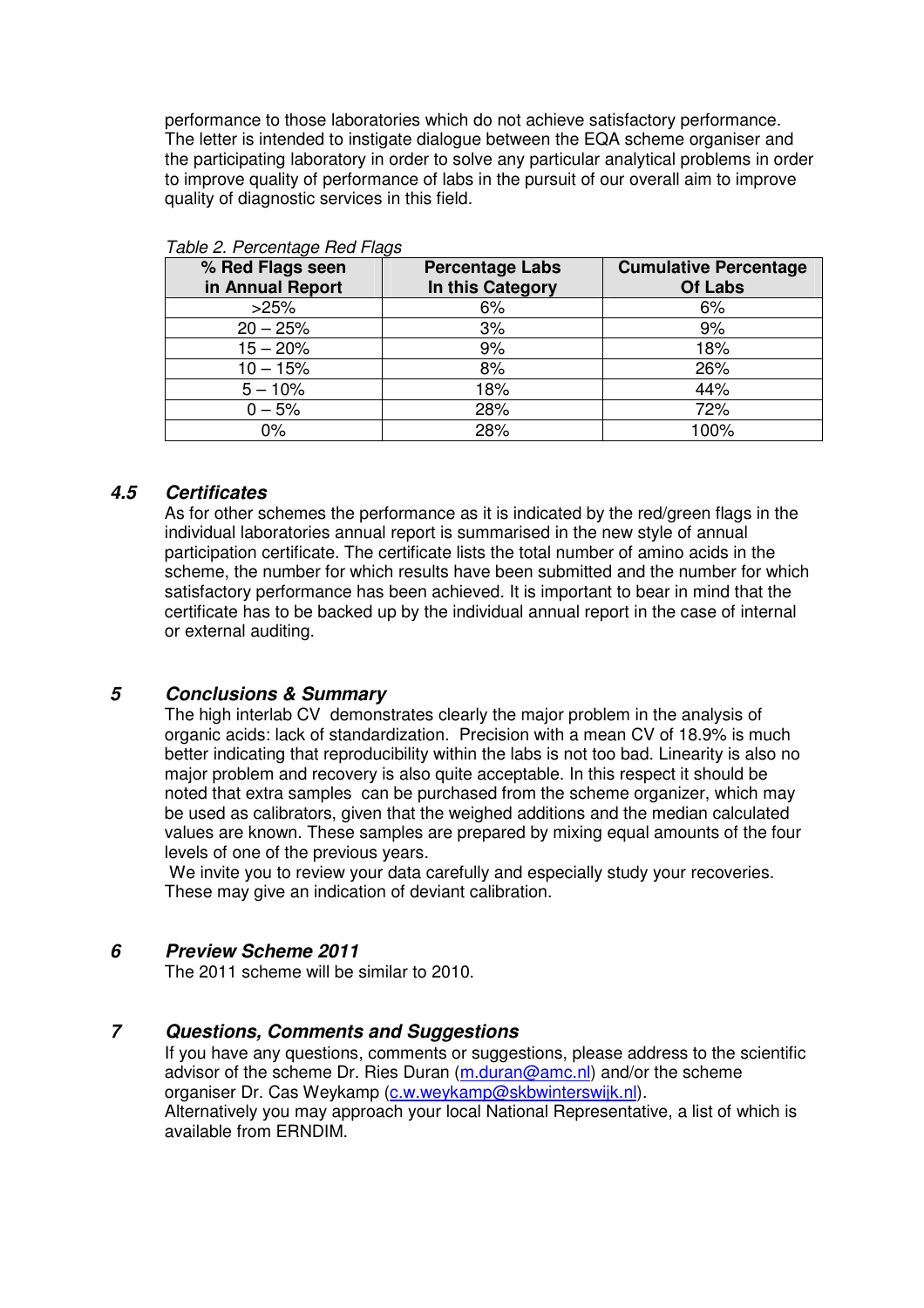performance to those laboratories which do not achieve satisfactory performance. The letter is intended to instigate dialogue between the EQA scheme organiser and the participating laboratory in order to solve any particular analytical problems in order to improve quality of performance of labs in the pursuit of our overall aim to improve quality of diagnostic services in this field.

*Table 2. Percentage Red Flags*

| % Red Flags seen in Annual Report | Percentage Labs In this Category | Cumulative Percentage Of Labs |
|---|---|---|
| >25% | 6% | 6% |
| 20 – 25% | 3% | 9% |
| 15 – 20% | 9% | 18% |
| 10 – 15% | 8% | 26% |
| 5 – 10% | 18% | 44% |
| 0 – 5% | 28% | 72% |
| 0% | 28% | 100% |

### *4.5 Certificates*

As for other schemes the performance as it is indicated by the red/green flags in the individual laboratories annual report is summarised in the new style of annual participation certificate. The certificate lists the total number of amino acids in the scheme, the number for which results have been submitted and the number for which satisfactory performance has been achieved. It is important to bear in mind that the certificate has to be backed up by the individual annual report in the case of internal or external auditing.

## *5 Conclusions & Summary*

The high interlab CV demonstrates clearly the major problem in the analysis of organic acids: lack of standardization. Precision with a mean CV of 18.9% is much better indicating that reproducibility within the labs is not too bad. Linearity is also no major problem and recovery is also quite acceptable. In this respect it should be noted that extra samples can be purchased from the scheme organizer, which may be used as calibrators, given that the weighed additions and the median calculated values are known. These samples are prepared by mixing equal amounts of the four levels of one of the previous years.

We invite you to review your data carefully and especially study your recoveries. These may give an indication of deviant calibration.

## *6 Preview Scheme 2011*

The 2011 scheme will be similar to 2010.

## *7 Questions, Comments and Suggestions*

If you have any questions, comments or suggestions, please address to the scientific advisor of the scheme Dr. Ries Duran (m.duran@amc.nl) and/or the scheme organiser Dr. Cas Weykamp (c.w.weykamp@skbwinterswijk.nl).
Alternatively you may approach your local National Representative, a list of which is available from ERNDIM.